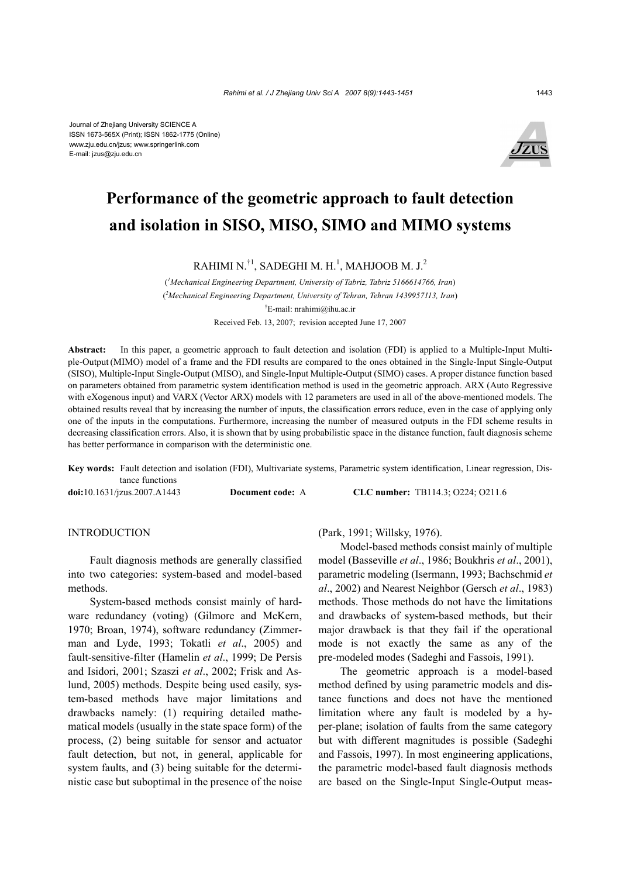Journal of Zhejiang University SCIENCE A
ISSN 1673-565X (Print); ISSN 1862-1775 (Online)
www.zju.edu.cn/jzus; www.springerlink.com
E-mail: jzus@zju.edu.cn

# Performance of the geometric approach to fault detection and isolation in SISO, MISO, SIMO and MIMO systems

RAHIMI N.[†1], SADEGHI M. H.[1], MAHJOOB M. J.[2]

([1]*Mechanical Engineering Department, University of Tabriz, Tabriz 5166614766, Iran*)

([2]*Mechanical Engineering Department, University of Tehran, Tehran 1439957113, Iran*)

[†]E-mail: nrahimi@ihu.ac.ir

Received Feb. 13, 2007; revision accepted June 17, 2007

**Abstract:** In this paper, a geometric approach to fault detection and isolation (FDI) is applied to a Multiple-Input Multiple-Output (MIMO) model of a frame and the FDI results are compared to the ones obtained in the Single-Input Single-Output (SISO), Multiple-Input Single-Output (MISO), and Single-Input Multiple-Output (SIMO) cases. A proper distance function based on parameters obtained from parametric system identification method is used in the geometric approach. ARX (Auto Regressive with eXogenous input) and VARX (Vector ARX) models with 12 parameters are used in all of the above-mentioned models. The obtained results reveal that by increasing the number of inputs, the classification errors reduce, even in the case of applying only one of the inputs in the computations. Furthermore, increasing the number of measured outputs in the FDI scheme results in decreasing classification errors. Also, it is shown that by using probabilistic space in the distance function, fault diagnosis scheme has better performance in comparison with the deterministic one.

**Key words:** Fault detection and isolation (FDI), Multivariate systems, Parametric system identification, Linear regression, Distance functions

**doi:**10.1631/jzus.2007.A1443 **Document code:** A **CLC number:** TB114.3; O224; O211.6

## INTRODUCTION

Fault diagnosis methods are generally classified into two categories: system-based and model-based methods.

System-based methods consist mainly of hardware redundancy (voting) (Gilmore and McKern, 1970; Broan, 1974), software redundancy (Zimmerman and Lyde, 1993; Tokatli *et al*., 2005) and fault-sensitive-filter (Hamelin *et al*., 1999; De Persis and Isidori, 2001; Szaszi *et al*., 2002; Frisk and Aslund, 2005) methods. Despite being used easily, system-based methods have major limitations and drawbacks namely: (1) requiring detailed mathematical models (usually in the state space form) of the process, (2) being suitable for sensor and actuator fault detection, but not, in general, applicable for system faults, and (3) being suitable for the deterministic case but suboptimal in the presence of the noise (Park, 1991; Willsky, 1976).

Model-based methods consist mainly of multiple model (Basseville *et al*., 1986; Boukhris *et al*., 2001), parametric modeling (Isermann, 1993; Bachschmid *et al*., 2002) and Nearest Neighbor (Gersch *et al*., 1983) methods. Those methods do not have the limitations and drawbacks of system-based methods, but their major drawback is that they fail if the operational mode is not exactly the same as any of the pre-modeled modes (Sadeghi and Fassois, 1991).

The geometric approach is a model-based method defined by using parametric models and distance functions and does not have the mentioned limitation where any fault is modeled by a hyper-plane; isolation of faults from the same category but with different magnitudes is possible (Sadeghi and Fassois, 1997). In most engineering applications, the parametric model-based fault diagnosis methods are based on the Single-Input Single-Output meas-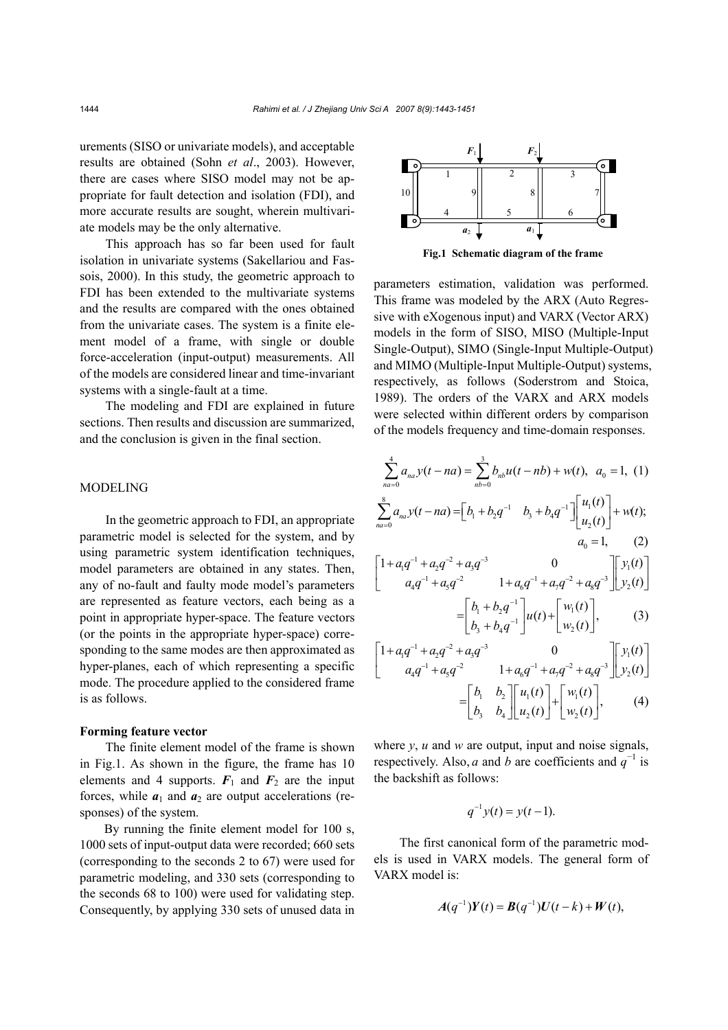urements (SISO or univariate models), and acceptable results are obtained (Sohn *et al*., 2003). However, there are cases where SISO model may not be appropriate for fault detection and isolation (FDI), and more accurate results are sought, wherein multivariate models may be the only alternative.

This approach has so far been used for fault isolation in univariate systems (Sakellariou and Fassois, 2000). In this study, the geometric approach to FDI has been extended to the multivariate systems and the results are compared with the ones obtained from the univariate cases. The system is a finite element model of a frame, with single or double force-acceleration (input-output) measurements. All of the models are considered linear and time-invariant systems with a single-fault at a time.

The modeling and FDI are explained in future sections. Then results and discussion are summarized, and the conclusion is given in the final section.

## MODELING

In the geometric approach to FDI, an appropriate parametric model is selected for the system, and by using parametric system identification techniques, model parameters are obtained in any states. Then, any of no-fault and faulty mode model's parameters are represented as feature vectors, each being as a point in appropriate hyper-space. The feature vectors (or the points in the appropriate hyper-space) corresponding to the same modes are then approximated as hyper-planes, each of which representing a specific mode. The procedure applied to the considered frame is as follows.

### Forming feature vector

The finite element model of the frame is shown in Fig.1. As shown in the figure, the frame has 10 elements and 4 supports. $\boldsymbol{F}_1$ and $\boldsymbol{F}_2$ are the input forces, while $\boldsymbol{a}_1$ and $\boldsymbol{a}_2$ are output accelerations (responses) of the system.

By running the finite element model for 100 s, 1000 sets of input-output data were recorded; 660 sets (corresponding to the seconds 2 to 67) were used for parametric modeling, and 330 sets (corresponding to the seconds 68 to 100) were used for validating step. Consequently, by applying 330 sets of unused data in parameters estimation, validation was performed. This frame was modeled by the ARX (Auto Regressive with eXogenous input) and VARX (Vector ARX) models in the form of SISO, MISO (Multiple-Input Single-Output), SIMO (Single-Input Multiple-Output) and MIMO (Multiple-Input Multiple-Output) systems, respectively, as follows (Soderstrom and Stoica, 1989). The orders of the VARX and ARX models were selected within different orders by comparison of the models frequency and time-domain responses.

**Fig.1 Schematic diagram of the frame**

$$\sum_{na=0}^{4} a_{na} y(t-na) = \sum_{nb=0}^{3} b_{nb} u(t-nb) + w(t), \quad a_0 = 1, \tag{1}$$

$$\sum_{na=0}^{8} a_{na} y(t-na) = \begin{bmatrix} b_1 + b_2 q^{-1} & b_3 + b_4 q^{-1} \end{bmatrix} \begin{bmatrix} u_1(t) \\ u_2(t) \end{bmatrix} + w(t); \quad a_0 = 1, \tag{2}$$

$$\begin{bmatrix} 1 + a_1 q^{-1} + a_2 q^{-2} + a_3 q^{-3} & 0 \\ a_4 q^{-1} + a_5 q^{-2} & 1 + a_6 q^{-1} + a_7 q^{-2} + a_8 q^{-3} \end{bmatrix} \begin{bmatrix} y_1(t) \\ y_2(t) \end{bmatrix} = \begin{bmatrix} b_1 + b_2 q^{-1} \\ b_3 + b_4 q^{-1} \end{bmatrix} u(t) + \begin{bmatrix} w_1(t) \\ w_2(t) \end{bmatrix}, \tag{3}$$

$$\begin{bmatrix} 1 + a_1 q^{-1} + a_2 q^{-2} + a_3 q^{-3} & 0 \\ a_4 q^{-1} + a_5 q^{-2} & 1 + a_6 q^{-1} + a_7 q^{-2} + a_8 q^{-3} \end{bmatrix} \begin{bmatrix} y_1(t) \\ y_2(t) \end{bmatrix} = \begin{bmatrix} b_1 & b_2 \\ b_3 & b_4 \end{bmatrix} \begin{bmatrix} u_1(t) \\ u_2(t) \end{bmatrix} + \begin{bmatrix} w_1(t) \\ w_2(t) \end{bmatrix}, \tag{4}$$

where $y$, $u$ and $w$ are output, input and noise signals, respectively. Also, $a$ and $b$ are coefficients and $q^{-1}$ is the backshift as follows:

$$q^{-1} y(t) = y(t-1).$$

The first canonical form of the parametric models is used in VARX models. The general form of VARX model is:

$$\boldsymbol{A}(q^{-1})\boldsymbol{Y}(t) = \boldsymbol{B}(q^{-1})\boldsymbol{U}(t-k) + \boldsymbol{W}(t),$$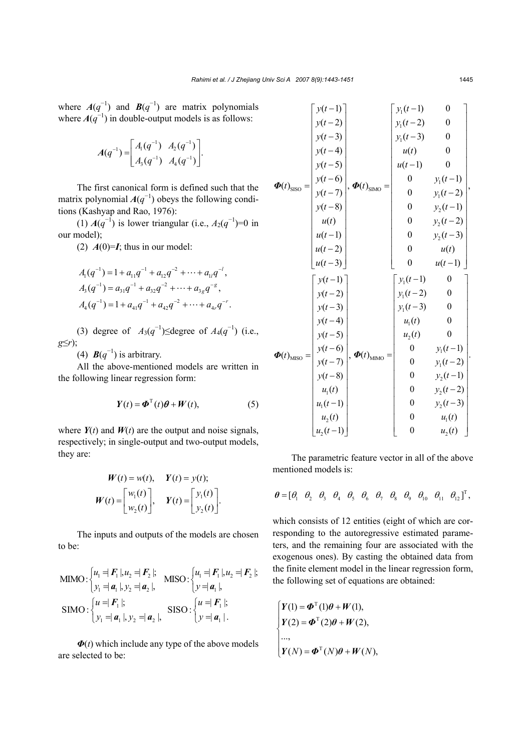where $\boldsymbol{A}(q^{-1})$ and $\boldsymbol{B}(q^{-1})$ are matrix polynomials where $\boldsymbol{A}(q^{-1})$ in double-output models is as follows:

$$\boldsymbol{A}(q^{-1}) = \begin{bmatrix} A_1(q^{-1}) & A_2(q^{-1}) \\ A_3(q^{-1}) & A_4(q^{-1}) \end{bmatrix}.$$

The first canonical form is defined such that the matrix polynomial $\boldsymbol{A}(q^{-1})$ obeys the following conditions (Kashyap and Rao, 1976):

(1) $\boldsymbol{A}(q^{-1})$ is lower triangular (i.e., $A_2(q^{-1})=0$ in our model);

(2) $\boldsymbol{A}(0)=\boldsymbol{I}$; thus in our model:

$$\begin{aligned} A_1(q^{-1}) &= 1 + a_{11}q^{-1} + a_{12}q^{-2} + \cdots + a_{1l}q^{-l}, \\ A_3(q^{-1}) &= a_{31}q^{-1} + a_{32}q^{-2} + \cdots + a_{3g}q^{-g}, \\ A_4(q^{-1}) &= 1 + a_{41}q^{-1} + a_{42}q^{-2} + \cdots + a_{4r}q^{-r}. \end{aligned}$$

(3) degree of $A_3(q^{-1})\leq$degree of $A_4(q^{-1})$ (i.e., $g\leq r$);

(4) $\boldsymbol{B}(q^{-1})$ is arbitrary.

All the above-mentioned models are written in the following linear regression form:

$$\boldsymbol{Y}(t) = \boldsymbol{\Phi}^{\mathrm{T}}(t)\boldsymbol{\theta} + \boldsymbol{W}(t), \tag{5}$$

where $\boldsymbol{Y}(t)$ and $\boldsymbol{W}(t)$ are the output and noise signals, respectively; in single-output and two-output models, they are:

$$\boldsymbol{W}(t) = w(t), \quad \boldsymbol{Y}(t) = y(t);$$
$$\boldsymbol{W}(t) = \begin{bmatrix} w_1(t) \\ w_2(t) \end{bmatrix}, \quad \boldsymbol{Y}(t) = \begin{bmatrix} y_1(t) \\ y_2(t) \end{bmatrix}.$$

The inputs and outputs of the models are chosen to be:

$$\text{MIMO}: \begin{cases} u_1 = |\boldsymbol{F}_1|, u_2 = |\boldsymbol{F}_2|; \\ y_1 = |\boldsymbol{a}_1|, y_2 = |\boldsymbol{a}_2|, \end{cases} \quad \text{MISO}: \begin{cases} u_1 = |\boldsymbol{F}_1|, u_2 = |\boldsymbol{F}_2|; \\ y = |\boldsymbol{a}_1|, \end{cases}$$
$$\text{SIMO}: \begin{cases} u = |\boldsymbol{F}_1|; \\ y_1 = |\boldsymbol{a}_1|, y_2 = |\boldsymbol{a}_2|, \end{cases} \quad \text{SISO}: \begin{cases} u = |\boldsymbol{F}_1|; \\ y = |\boldsymbol{a}_1|. \end{cases}$$

$\boldsymbol{\Phi}(t)$ which include any type of the above models are selected to be:

$$\boldsymbol{\Phi}(t)_{\text{SISO}} = \begin{bmatrix} y(t-1) \\ y(t-2) \\ y(t-3) \\ y(t-4) \\ y(t-5) \\ y(t-6) \\ y(t-7) \\ y(t-8) \\ u(t) \\ u(t-1) \\ u(t-2) \\ u(t-3) \end{bmatrix}, \quad \boldsymbol{\Phi}(t)_{\text{SIMO}} = \begin{bmatrix} y_1(t-1) & 0 \\ y_1(t-2) & 0 \\ y_1(t-3) & 0 \\ u(t) & 0 \\ u(t-1) & 0 \\ 0 & y_1(t-1) \\ 0 & y_1(t-2) \\ 0 & y_2(t-1) \\ 0 & y_2(t-2) \\ 0 & y_2(t-3) \\ 0 & u(t) \\ 0 & u(t-1) \end{bmatrix},$$

$$\boldsymbol{\Phi}(t)_{\text{MISO}} = \begin{bmatrix} y(t-1) \\ y(t-2) \\ y(t-3) \\ y(t-4) \\ y(t-5) \\ y(t-6) \\ y(t-7) \\ y(t-8) \\ u_1(t) \\ u_1(t-1) \\ u_2(t) \\ u_2(t-1) \end{bmatrix}, \quad \boldsymbol{\Phi}(t)_{\text{MIMO}} = \begin{bmatrix} y_1(t-1) & 0 \\ y_1(t-2) & 0 \\ y_1(t-3) & 0 \\ u_1(t) & 0 \\ u_2(t) & 0 \\ 0 & y_1(t-1) \\ 0 & y_1(t-2) \\ 0 & y_2(t-1) \\ 0 & y_2(t-2) \\ 0 & y_2(t-3) \\ 0 & u_1(t) \\ 0 & u_2(t) \end{bmatrix}.$$

The parametric feature vector in all of the above mentioned models is:

$$\boldsymbol{\theta} = [\theta_1 \;\; \theta_2 \;\; \theta_3 \;\; \theta_4 \;\; \theta_5 \;\; \theta_6 \;\; \theta_7 \;\; \theta_8 \;\; \theta_9 \;\; \theta_{10} \;\; \theta_{11} \;\; \theta_{12}]^{\mathrm{T}},$$

which consists of 12 entities (eight of which are corresponding to the autoregressive estimated parameters, and the remaining four are associated with the exogenous ones). By casting the obtained data from the finite element model in the linear regression form, the following set of equations are obtained:

$$\begin{cases} \boldsymbol{Y}(1) = \boldsymbol{\Phi}^{\mathrm{T}}(1)\boldsymbol{\theta} + \boldsymbol{W}(1), \\ \boldsymbol{Y}(2) = \boldsymbol{\Phi}^{\mathrm{T}}(2)\boldsymbol{\theta} + \boldsymbol{W}(2), \\ ..., \\ \boldsymbol{Y}(N) = \boldsymbol{\Phi}^{\mathrm{T}}(N)\boldsymbol{\theta} + \boldsymbol{W}(N), \end{cases}$$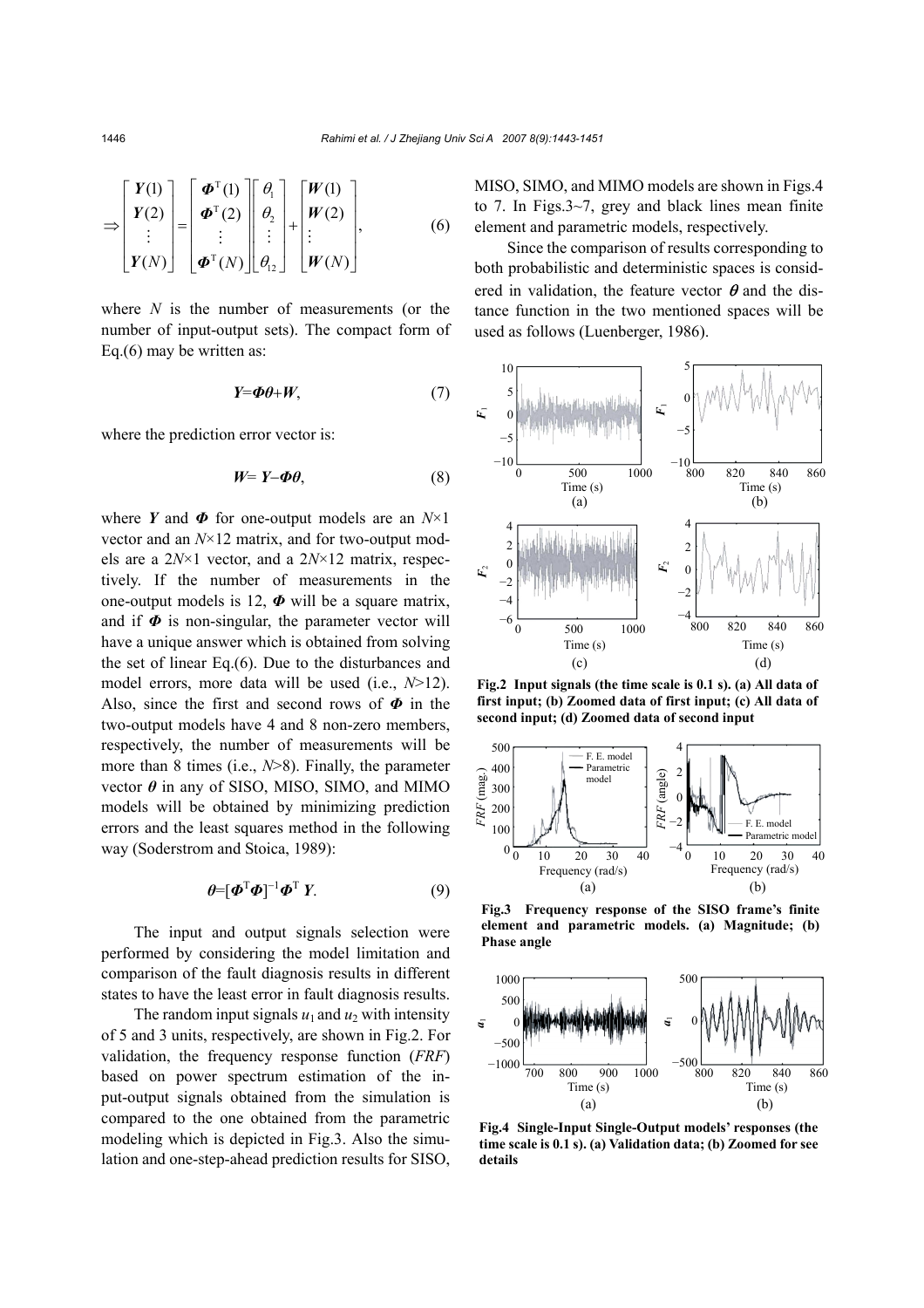$$
\Rightarrow \begin{bmatrix} \boldsymbol{Y}(1) \\ \boldsymbol{Y}(2) \\ \vdots \\ \boldsymbol{Y}(N) \end{bmatrix} = \begin{bmatrix} \boldsymbol{\Phi}^{\mathrm{T}}(1) \\ \boldsymbol{\Phi}^{\mathrm{T}}(2) \\ \vdots \\ \boldsymbol{\Phi}^{\mathrm{T}}(N) \end{bmatrix} \begin{bmatrix} \theta_1 \\ \theta_2 \\ \vdots \\ \theta_{12} \end{bmatrix} + \begin{bmatrix} \boldsymbol{W}(1) \\ \boldsymbol{W}(2) \\ \vdots \\ \boldsymbol{W}(N) \end{bmatrix}, \tag{6}
$$

where $N$ is the number of measurements (or the number of input-output sets). The compact form of Eq.(6) may be written as:

$$
\boldsymbol{Y}=\boldsymbol{\Phi\theta}+\boldsymbol{W}, \tag{7}
$$

where the prediction error vector is:

$$
\boldsymbol{W}= \boldsymbol{Y}-\boldsymbol{\Phi\theta}, \tag{8}
$$

where $\boldsymbol{Y}$ and $\boldsymbol{\Phi}$ for one-output models are an $N$×1 vector and an $N$×12 matrix, and for two-output models are a 2$N$×1 vector, and a 2$N$×12 matrix, respectively. If the number of measurements in the one-output models is 12, $\boldsymbol{\Phi}$ will be a square matrix, and if $\boldsymbol{\Phi}$ is non-singular, the parameter vector will have a unique answer which is obtained from solving the set of linear Eq.(6). Due to the disturbances and model errors, more data will be used (i.e., $N$>12). Also, since the first and second rows of $\boldsymbol{\Phi}$ in the two-output models have 4 and 8 non-zero members, respectively, the number of measurements will be more than 8 times (i.e., $N$>8). Finally, the parameter vector $\boldsymbol{\theta}$ in any of SISO, MISO, SIMO, and MIMO models will be obtained by minimizing prediction errors and the least squares method in the following way (Soderstrom and Stoica, 1989):

$$
\boldsymbol{\theta}=[\boldsymbol{\Phi}^{\mathrm{T}}\boldsymbol{\Phi}]^{-1}\boldsymbol{\Phi}^{\mathrm{T}}\,\boldsymbol{Y}. \tag{9}
$$

The input and output signals selection were performed by considering the model limitation and comparison of the fault diagnosis results in different states to have the least error in fault diagnosis results.

The random input signals $u_1$ and $u_2$ with intensity of 5 and 3 units, respectively, are shown in Fig.2. For validation, the frequency response function ($FRF$) based on power spectrum estimation of the input-output signals obtained from the simulation is compared to the one obtained from the parametric modeling which is depicted in Fig.3. Also the simulation and one-step-ahead prediction results for SISO, MISO, SIMO, and MIMO models are shown in Figs.4 to 7. In Figs.3~7, grey and black lines mean finite element and parametric models, respectively.

Since the comparison of results corresponding to both probabilistic and deterministic spaces is considered in validation, the feature vector $\boldsymbol{\theta}$ and the distance function in the two mentioned spaces will be used as follows (Luenberger, 1986).

**Fig.2 Input signals (the time scale is 0.1 s). (a) All data of first input; (b) Zoomed data of first input; (c) All data of second input; (d) Zoomed data of second input**

**Fig.3 Frequency response of the SISO frame's finite element and parametric models. (a) Magnitude; (b) Phase angle**

**Fig.4 Single-Input Single-Output models' responses (the time scale is 0.1 s). (a) Validation data; (b) Zoomed for see details**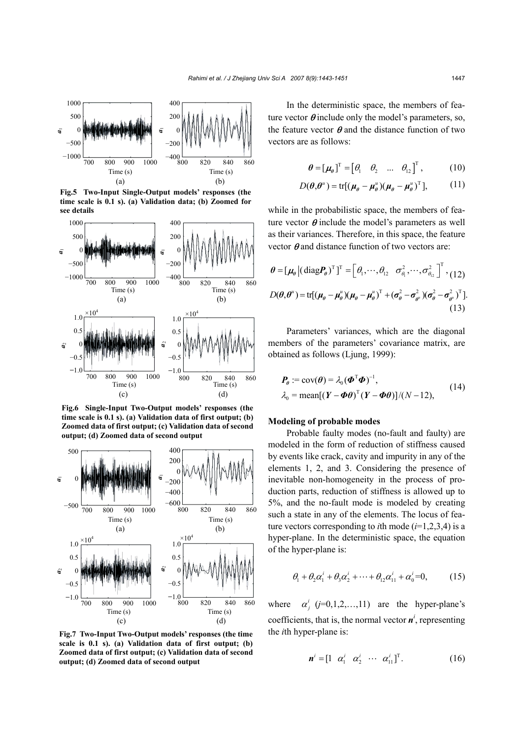Fig.5 Two-Input Single-Output models' responses (the time scale is 0.1 s). (a) Validation data; (b) Zoomed for see details

Fig.6 Single-Input Two-Output models' responses (the time scale is 0.1 s). (a) Validation data of first output; (b) Zoomed data of first output; (c) Validation data of second output; (d) Zoomed data of second output

Fig.7 Two-Input Two-Output models' responses (the time scale is 0.1 s). (a) Validation data of first output; (b) Zoomed data of first output; (c) Validation data of second output; (d) Zoomed data of second output

In the deterministic space, the members of feature vector $\boldsymbol{\theta}$ include only the model's parameters, so, the feature vector $\boldsymbol{\theta}$ and the distance function of two vectors are as follows:

$$\boldsymbol{\theta} = [\boldsymbol{\mu}_{\boldsymbol{\theta}}]^{\mathrm{T}} = \begin{bmatrix}\theta_1 & \theta_2 & \dots & \theta_{12}\end{bmatrix}^{\mathrm{T}}, \tag{10}$$

$$D(\boldsymbol{\theta}, \boldsymbol{\theta}^u) = \operatorname{tr}[(\boldsymbol{\mu}_{\boldsymbol{\theta}} - \boldsymbol{\mu}_{\boldsymbol{\theta}}^u)(\boldsymbol{\mu}_{\boldsymbol{\theta}} - \boldsymbol{\mu}_{\boldsymbol{\theta}}^u)^{\mathrm{T}}], \tag{11}$$

while in the probabilistic space, the members of feature vector $\boldsymbol{\theta}$ include the model's parameters as well as their variances. Therefore, in this space, the feature vector $\boldsymbol{\theta}$ and distance function of two vectors are:

$$\boldsymbol{\theta} = [\boldsymbol{\mu}_{\boldsymbol{\theta}} \,|\, (\operatorname{diag}\boldsymbol{P}_{\boldsymbol{\theta}})^{\mathrm{T}}]^{\mathrm{T}} = \begin{bmatrix}\theta_1, \cdots, \theta_{12} & \sigma_{\theta_1}^2, \cdots, \sigma_{\theta_{12}}^2\end{bmatrix}^{\mathrm{T}}, \tag{12}$$

$$D(\boldsymbol{\theta}, \boldsymbol{\theta}^u) = \operatorname{tr}[(\boldsymbol{\mu}_{\boldsymbol{\theta}} - \boldsymbol{\mu}_{\boldsymbol{\theta}}^u)(\boldsymbol{\mu}_{\boldsymbol{\theta}} - \boldsymbol{\mu}_{\boldsymbol{\theta}}^u)^{\mathrm{T}} + (\boldsymbol{\sigma}_{\boldsymbol{\theta}}^2 - \boldsymbol{\sigma}_{\boldsymbol{\theta}^u}^2)(\boldsymbol{\sigma}_{\boldsymbol{\theta}}^2 - \boldsymbol{\sigma}_{\boldsymbol{\theta}^u}^2)^{\mathrm{T}}]. \tag{13}$$

Parameters' variances, which are the diagonal members of the parameters' covariance matrix, are obtained as follows (Ljung, 1999):

$$\begin{aligned}
&\boldsymbol{P}_{\boldsymbol{\theta}} := \operatorname{cov}(\boldsymbol{\theta}) = \lambda_0 (\boldsymbol{\Phi}^{\mathrm{T}}\boldsymbol{\Phi})^{-1}, \\
&\lambda_0 = \operatorname{mean}[(\boldsymbol{Y} - \boldsymbol{\Phi\theta})^{\mathrm{T}}(\boldsymbol{Y} - \boldsymbol{\Phi\theta})]/(N-12),
\end{aligned} \tag{14}$$

## Modeling of probable modes

Probable faulty modes (no-fault and faulty) are modeled in the form of reduction of stiffness caused by events like crack, cavity and impurity in any of the elements 1, 2, and 3. Considering the presence of inevitable non-homogeneity in the process of production parts, reduction of stiffness is allowed up to 5%, and the no-fault mode is modeled by creating such a state in any of the elements. The locus of feature vectors corresponding to $i$th mode ($i$=1,2,3,4) is a hyper-plane. In the deterministic space, the equation of the hyper-plane is:

$$\theta_1 + \theta_2\alpha_1^i + \theta_3\alpha_2^i + \cdots + \theta_{12}\alpha_{11}^i + \alpha_0^i = 0, \tag{15}$$

where $\alpha_j^i$ ($j$=0,1,2,…,11) are the hyper-plane's coefficients, that is, the normal vector $\boldsymbol{n}^i$, representing the $i$th hyper-plane is:

$$\boldsymbol{n}^i = [1 \quad \alpha_1^i \quad \alpha_2^i \quad \cdots \quad \alpha_{11}^i]^{\mathrm{T}}. \tag{16}$$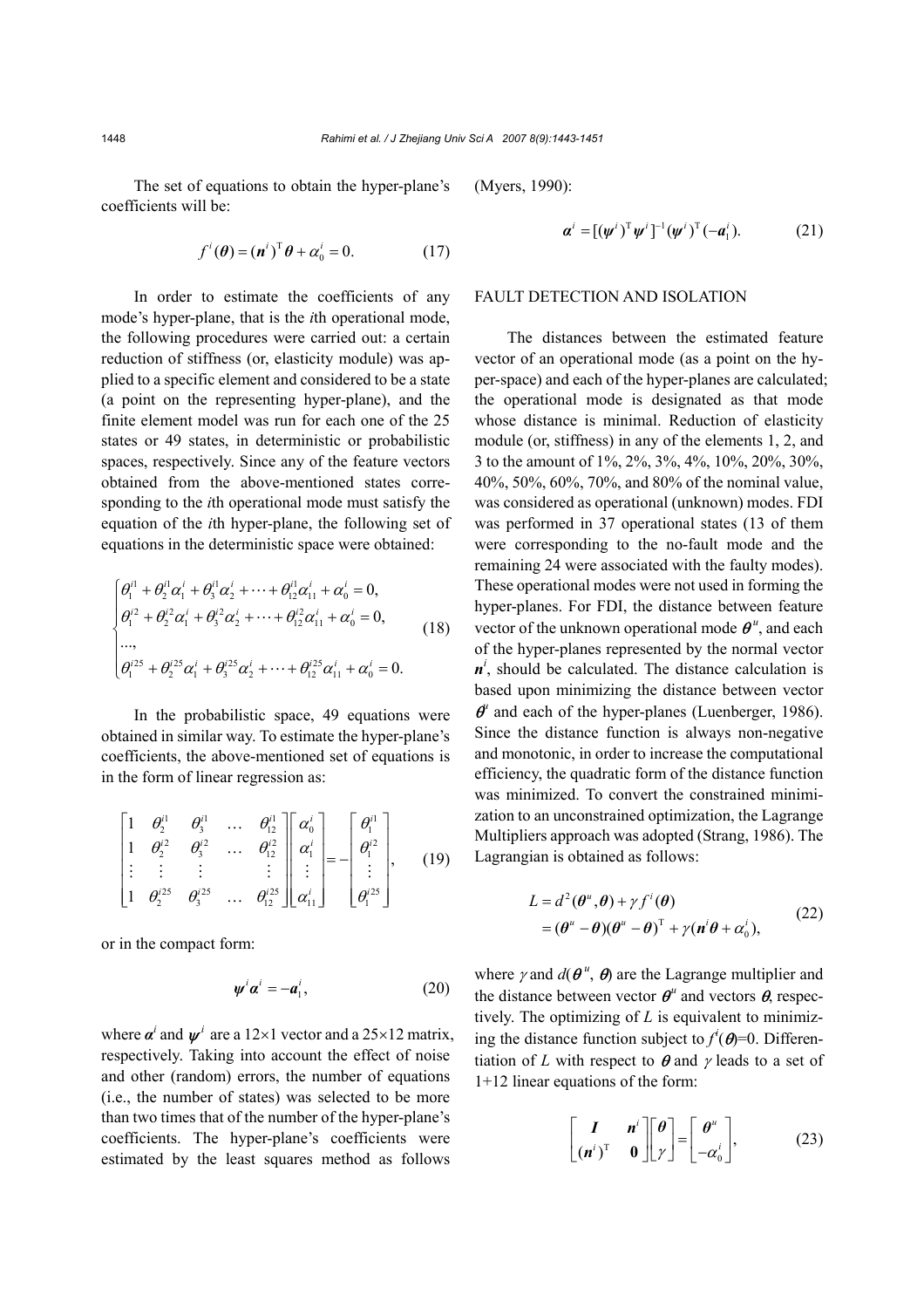The set of equations to obtain the hyper-plane's coefficients will be:

$$f^i(\boldsymbol{\theta}) = (\boldsymbol{n}^i)^{\mathrm{T}}\boldsymbol{\theta} + \alpha_0^i = 0. \tag{17}$$

In order to estimate the coefficients of any mode's hyper-plane, that is the $i$th operational mode, the following procedures were carried out: a certain reduction of stiffness (or, elasticity module) was applied to a specific element and considered to be a state (a point on the representing hyper-plane), and the finite element model was run for each one of the 25 states or 49 states, in deterministic or probabilistic spaces, respectively. Since any of the feature vectors obtained from the above-mentioned states corresponding to the $i$th operational mode must satisfy the equation of the $i$th hyper-plane, the following set of equations in the deterministic space were obtained:

$$\begin{cases} \theta_1^{i1} + \theta_2^{i1}\alpha_1^i + \theta_3^{i1}\alpha_2^i + \cdots + \theta_{12}^{i1}\alpha_{11}^i + \alpha_0^i = 0, \\ \theta_1^{i2} + \theta_2^{i2}\alpha_1^i + \theta_3^{i2}\alpha_2^i + \cdots + \theta_{12}^{i2}\alpha_{11}^i + \alpha_0^i = 0, \\ ..., \\ \theta_1^{i25} + \theta_2^{i25}\alpha_1^i + \theta_3^{i25}\alpha_2^i + \cdots + \theta_{12}^{i25}\alpha_{11}^i + \alpha_0^i = 0. \end{cases} \tag{18}$$

In the probabilistic space, 49 equations were obtained in similar way. To estimate the hyper-plane's coefficients, the above-mentioned set of equations is in the form of linear regression as:

$$\begin{bmatrix} 1 & \theta_2^{i1} & \theta_3^{i1} & \dots & \theta_{12}^{i1} \\ 1 & \theta_2^{i2} & \theta_3^{i2} & \dots & \theta_{12}^{i2} \\ \vdots & \vdots & \vdots & & \vdots \\ 1 & \theta_2^{i25} & \theta_3^{i25} & \dots & \theta_{12}^{i25} \end{bmatrix} \begin{bmatrix} \alpha_0^i \\ \alpha_1^i \\ \vdots \\ \alpha_{11}^i \end{bmatrix} = -\begin{bmatrix} \theta_1^{i1} \\ \theta_1^{i2} \\ \vdots \\ \theta_1^{i25} \end{bmatrix}, \tag{19}$$

or in the compact form:

$$\boldsymbol{\psi}^i\boldsymbol{\alpha}^i = -\boldsymbol{a}_1^i, \tag{20}$$

where $\boldsymbol{\alpha}^i$ and $\boldsymbol{\psi}^i$ are a 12×1 vector and a 25×12 matrix, respectively. Taking into account the effect of noise and other (random) errors, the number of equations (i.e., the number of states) was selected to be more than two times that of the number of the hyper-plane's coefficients. The hyper-plane's coefficients were estimated by the least squares method as follows (Myers, 1990):

$$\boldsymbol{\alpha}^i = [(\boldsymbol{\psi}^i)^{\mathrm{T}}\boldsymbol{\psi}^i]^{-1}(\boldsymbol{\psi}^i)^{\mathrm{T}}(-\boldsymbol{a}_1^i). \tag{21}$$

## FAULT DETECTION AND ISOLATION

The distances between the estimated feature vector of an operational mode (as a point on the hyper-space) and each of the hyper-planes are calculated; the operational mode is designated as that mode whose distance is minimal. Reduction of elasticity module (or, stiffness) in any of the elements 1, 2, and 3 to the amount of 1%, 2%, 3%, 4%, 10%, 20%, 30%, 40%, 50%, 60%, 70%, and 80% of the nominal value, was considered as operational (unknown) modes. FDI was performed in 37 operational states (13 of them were corresponding to the no-fault mode and the remaining 24 were associated with the faulty modes). These operational modes were not used in forming the hyper-planes. For FDI, the distance between feature vector of the unknown operational mode $\boldsymbol{\theta}^u$, and each of the hyper-planes represented by the normal vector $\boldsymbol{n}^i$, should be calculated. The distance calculation is based upon minimizing the distance between vector $\boldsymbol{\theta}^u$ and each of the hyper-planes (Luenberger, 1986). Since the distance function is always non-negative and monotonic, in order to increase the computational efficiency, the quadratic form of the distance function was minimized. To convert the constrained minimization to an unconstrained optimization, the Lagrange Multipliers approach was adopted (Strang, 1986). The Lagrangian is obtained as follows:

$$\begin{aligned} L &= d^2(\boldsymbol{\theta}^u, \boldsymbol{\theta}) + \gamma f^i(\boldsymbol{\theta}) \\ &= (\boldsymbol{\theta}^u - \boldsymbol{\theta})(\boldsymbol{\theta}^u - \boldsymbol{\theta})^{\mathrm{T}} + \gamma(\boldsymbol{n}^i\boldsymbol{\theta} + \alpha_0^i), \end{aligned} \tag{22}$$

where $\gamma$ and $d(\boldsymbol{\theta}^u, \boldsymbol{\theta})$ are the Lagrange multiplier and the distance between vector $\boldsymbol{\theta}^u$ and vectors $\boldsymbol{\theta}$, respectively. The optimizing of $L$ is equivalent to minimizing the distance function subject to $f^i(\boldsymbol{\theta})=0$. Differentiation of $L$ with respect to $\boldsymbol{\theta}$ and $\gamma$ leads to a set of 1+12 linear equations of the form:

$$\begin{bmatrix} \boldsymbol{I} & \boldsymbol{n}^i \\ (\boldsymbol{n}^i)^{\mathrm{T}} & \boldsymbol{0} \end{bmatrix} \begin{bmatrix} \boldsymbol{\theta} \\ \gamma \end{bmatrix} = \begin{bmatrix} \boldsymbol{\theta}^u \\ -\alpha_0^i \end{bmatrix}, \tag{23}$$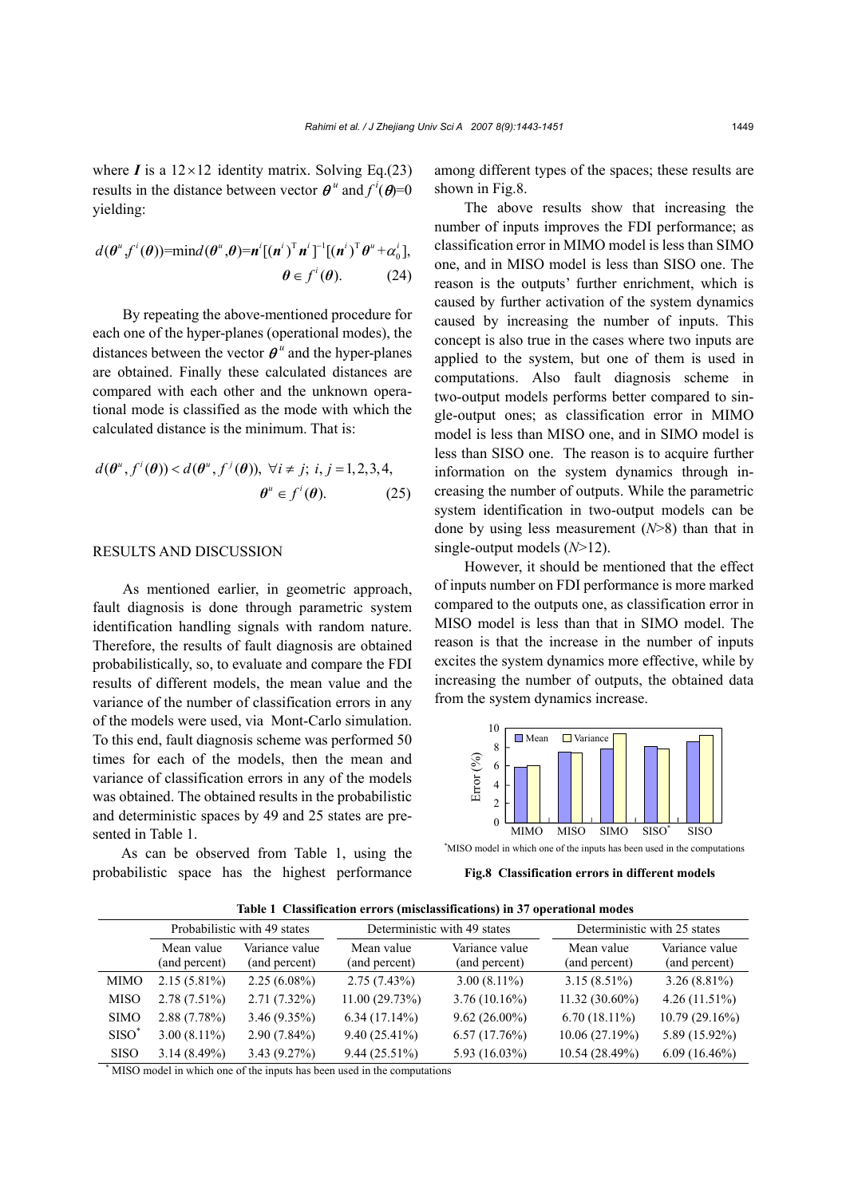where $\boldsymbol{I}$ is a $12\times12$ identity matrix. Solving Eq.(23) results in the distance between vector $\boldsymbol{\theta}^u$ and $f^i(\boldsymbol{\theta})=0$ yielding:

$$d(\boldsymbol{\theta}^u, f^i(\boldsymbol{\theta}))=\min d(\boldsymbol{\theta}^u,\boldsymbol{\theta})=\boldsymbol{n}^i[(\boldsymbol{n}^i)^{\mathrm{T}}\boldsymbol{n}^i]^{-1}[(\boldsymbol{n}^i)^{\mathrm{T}}\boldsymbol{\theta}^u+\alpha_0^i],$$
$$\boldsymbol{\theta}\in f^i(\boldsymbol{\theta}). \tag{24}$$

By repeating the above-mentioned procedure for each one of the hyper-planes (operational modes), the distances between the vector $\boldsymbol{\theta}^u$ and the hyper-planes are obtained. Finally these calculated distances are compared with each other and the unknown operational mode is classified as the mode with which the calculated distance is the minimum. That is:

$$d(\boldsymbol{\theta}^u, f^i(\boldsymbol{\theta}))<d(\boldsymbol{\theta}^u, f^j(\boldsymbol{\theta})),\ \forall i\neq j;\ i,j=1,2,3,4,$$
$$\boldsymbol{\theta}^u\in f^i(\boldsymbol{\theta}). \tag{25}$$

## RESULTS AND DISCUSSION

As mentioned earlier, in geometric approach, fault diagnosis is done through parametric system identification handling signals with random nature. Therefore, the results of fault diagnosis are obtained probabilistically, so, to evaluate and compare the FDI results of different models, the mean value and the variance of the number of classification errors in any of the models were used, via Mont-Carlo simulation. To this end, fault diagnosis scheme was performed 50 times for each of the models, then the mean and variance of classification errors in any of the models was obtained. The obtained results in the probabilistic and deterministic spaces by 49 and 25 states are presented in Table 1.

As can be observed from Table 1, using the probabilistic space has the highest performance among different types of the spaces; these results are shown in Fig.8.

The above results show that increasing the number of inputs improves the FDI performance; as classification error in MIMO model is less than SIMO one, and in MISO model is less than SISO one. The reason is the outputs' further enrichment, which is caused by further activation of the system dynamics caused by increasing the number of inputs. This concept is also true in the cases where two inputs are applied to the system, but one of them is used in computations. Also fault diagnosis scheme in two-output models performs better compared to single-output ones; as classification error in MIMO model is less than MISO one, and in SIMO model is less than SISO one. The reason is to acquire further information on the system dynamics through increasing the number of outputs. While the parametric system identification in two-output models can be done by using less measurement ($N$>8) than that in single-output models ($N$>12).

However, it should be mentioned that the effect of inputs number on FDI performance is more marked compared to the outputs one, as classification error in MISO model is less than that in SIMO model. The reason is that the increase in the number of inputs excites the system dynamics more effective, while by increasing the number of outputs, the obtained data from the system dynamics increase.

*MISO model in which one of the inputs has been used in the computations

**Fig.8 Classification errors in different models**

**Table 1 Classification errors (misclassifications) in 37 operational modes**

| | Probabilistic with 49 states | | Deterministic with 49 states | | Deterministic with 25 states | |
|---|---|---|---|---|---|---|
| | Mean value (and percent) | Variance value (and percent) | Mean value (and percent) | Variance value (and percent) | Mean value (and percent) | Variance value (and percent) |
| MIMO | 2.15 (5.81%) | 2.25 (6.08%) | 2.75 (7.43%) | 3.00 (8.11%) | 3.15 (8.51%) | 3.26 (8.81%) |
| MISO | 2.78 (7.51%) | 2.71 (7.32%) | 11.00 (29.73%) | 3.76 (10.16%) | 11.32 (30.60%) | 4.26 (11.51%) |
| SIMO | 2.88 (7.78%) | 3.46 (9.35%) | 6.34 (17.14%) | 9.62 (26.00%) | 6.70 (18.11%) | 10.79 (29.16%) |
| SISO* | 3.00 (8.11%) | 2.90 (7.84%) | 9.40 (25.41%) | 6.57 (17.76%) | 10.06 (27.19%) | 5.89 (15.92%) |
| SISO | 3.14 (8.49%) | 3.43 (9.27%) | 9.44 (25.51%) | 5.93 (16.03%) | 10.54 (28.49%) | 6.09 (16.46%) |

* MISO model in which one of the inputs has been used in the computations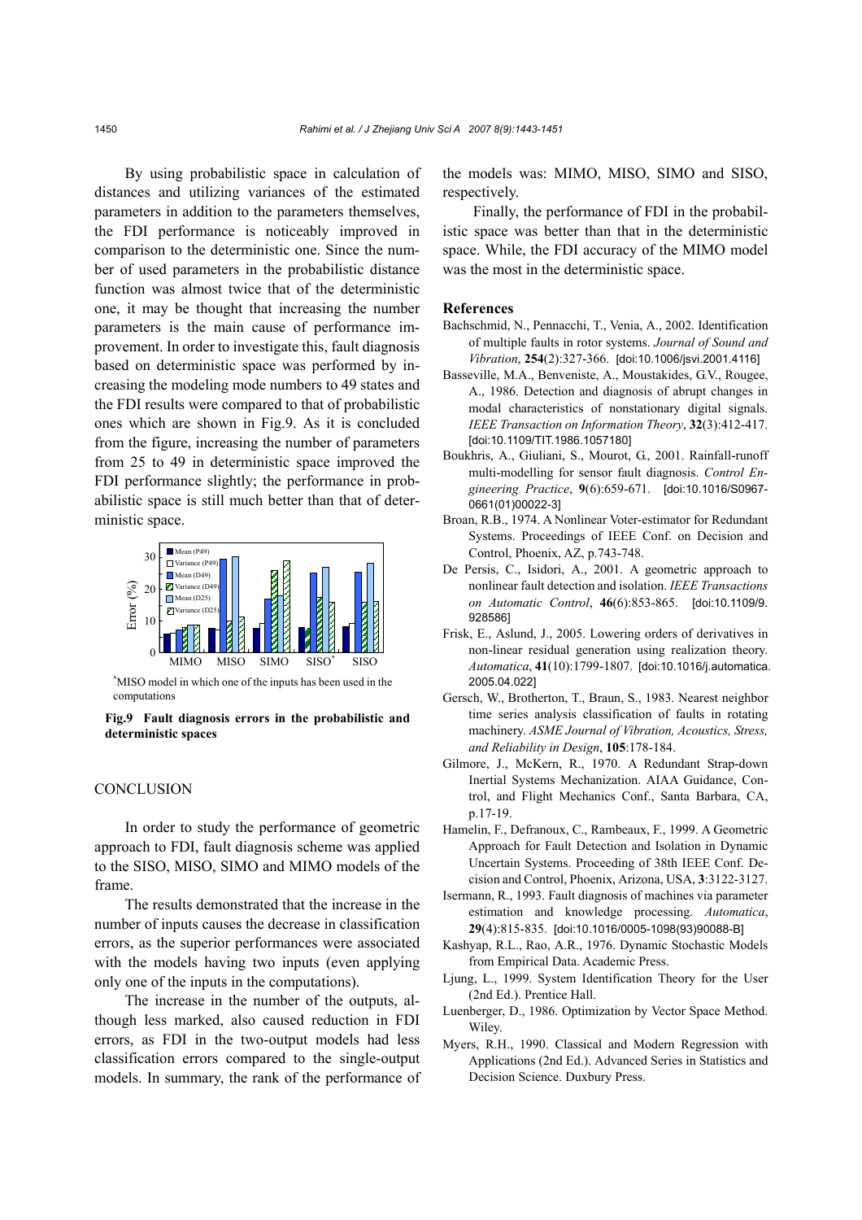By using probabilistic space in calculation of distances and utilizing variances of the estimated parameters in addition to the parameters themselves, the FDI performance is noticeably improved in comparison to the deterministic one. Since the number of used parameters in the probabilistic distance function was almost twice that of the deterministic one, it may be thought that increasing the number parameters is the main cause of performance improvement. In order to investigate this, fault diagnosis based on deterministic space was performed by increasing the modeling mode numbers to 49 states and the FDI results were compared to that of probabilistic ones which are shown in Fig.9. As it is concluded from the figure, increasing the number of parameters from 25 to 49 in deterministic space improved the FDI performance slightly; the performance in probabilistic space is still much better than that of deterministic space.

*MISO model in which one of the inputs has been used in the computations

**Fig.9 Fault diagnosis errors in the probabilistic and deterministic spaces**

## CONCLUSION

In order to study the performance of geometric approach to FDI, fault diagnosis scheme was applied to the SISO, MISO, SIMO and MIMO models of the frame.

The results demonstrated that the increase in the number of inputs causes the decrease in classification errors, as the superior performances were associated with the models having two inputs (even applying only one of the inputs in the computations).

The increase in the number of the outputs, although less marked, also caused reduction in FDI errors, as FDI in the two-output models had less classification errors compared to the single-output models. In summary, the rank of the performance of the models was: MIMO, MISO, SIMO and SISO, respectively.

Finally, the performance of FDI in the probabilistic space was better than that in the deterministic space. While, the FDI accuracy of the MIMO model was the most in the deterministic space.

## References

Bachschmid, N., Pennacchi, T., Venia, A., 2002. Identification of multiple faults in rotor systems. *Journal of Sound and Vibration*, **254**(2):327-366. [doi:10.1006/jsvi.2001.4116]

Basseville, M.A., Benveniste, A., Moustakides, G.V., Rougee, A., 1986. Detection and diagnosis of abrupt changes in modal characteristics of nonstationary digital signals. *IEEE Transaction on Information Theory*, **32**(3):412-417. [doi:10.1109/TIT.1986.1057180]

Boukhris, A., Giuliani, S., Mourot, G., 2001. Rainfall-runoff multi-modelling for sensor fault diagnosis. *Control Engineering Practice*, **9**(6):659-671. [doi:10.1016/S0967-0661(01)00022-3]

Broan, R.B., 1974. A Nonlinear Voter-estimator for Redundant Systems. Proceedings of IEEE Conf. on Decision and Control, Phoenix, AZ, p.743-748.

De Persis, C., Isidori, A., 2001. A geometric approach to nonlinear fault detection and isolation. *IEEE Transactions on Automatic Control*, **46**(6):853-865. [doi:10.1109/9.928586]

Frisk, E., Aslund, J., 2005. Lowering orders of derivatives in non-linear residual generation using realization theory. *Automatica*, **41**(10):1799-1807. [doi:10.1016/j.automatica.2005.04.022]

Gersch, W., Brotherton, T., Braun, S., 1983. Nearest neighbor time series analysis classification of faults in rotating machinery. *ASME Journal of Vibration, Acoustics, Stress, and Reliability in Design*, **105**:178-184.

Gilmore, J., McKern, R., 1970. A Redundant Strap-down Inertial Systems Mechanization. AIAA Guidance, Control, and Flight Mechanics Conf., Santa Barbara, CA, p.17-19.

Hamelin, F., Defranoux, C., Rambeaux, F., 1999. A Geometric Approach for Fault Detection and Isolation in Dynamic Uncertain Systems. Proceeding of 38th IEEE Conf. Decision and Control, Phoenix, Arizona, USA, **3**:3122-3127.

Isermann, R., 1993. Fault diagnosis of machines via parameter estimation and knowledge processing. *Automatica*, **29**(4):815-835. [doi:10.1016/0005-1098(93)90088-B]

Kashyap, R.L., Rao, A.R., 1976. Dynamic Stochastic Models from Empirical Data. Academic Press.

Ljung, L., 1999. System Identification Theory for the User (2nd Ed.). Prentice Hall.

Luenberger, D., 1986. Optimization by Vector Space Method. Wiley.

Myers, R.H., 1990. Classical and Modern Regression with Applications (2nd Ed.). Advanced Series in Statistics and Decision Science. Duxbury Press.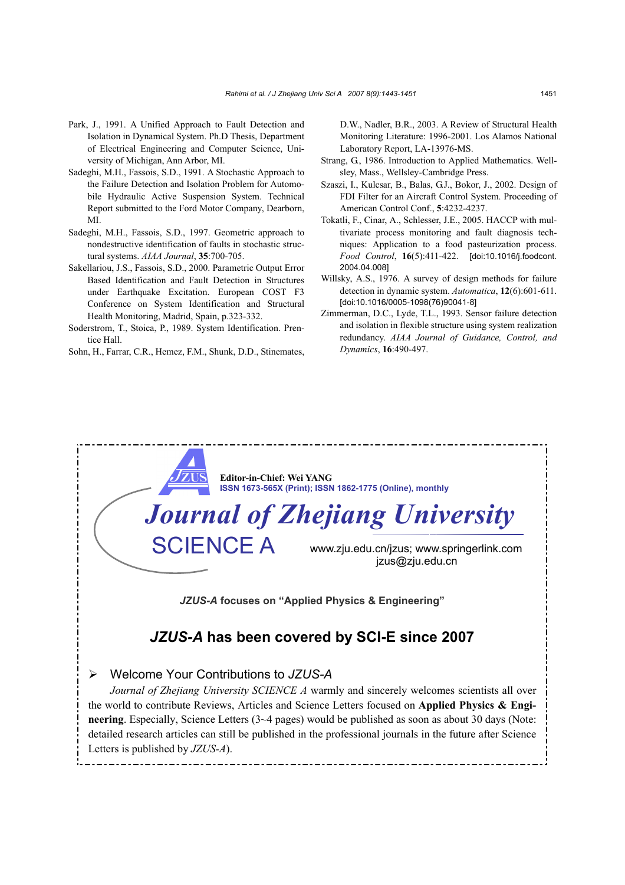Park, J., 1991. A Unified Approach to Fault Detection and Isolation in Dynamical System. Ph.D Thesis, Department of Electrical Engineering and Computer Science, University of Michigan, Ann Arbor, MI.

Sadeghi, M.H., Fassois, S.D., 1991. A Stochastic Approach to the Failure Detection and Isolation Problem for Automobile Hydraulic Active Suspension System. Technical Report submitted to the Ford Motor Company, Dearborn, MI.

Sadeghi, M.H., Fassois, S.D., 1997. Geometric approach to nondestructive identification of faults in stochastic structural systems. *AIAA Journal*, **35**:700-705.

Sakellariou, J.S., Fassois, S.D., 2000. Parametric Output Error Based Identification and Fault Detection in Structures under Earthquake Excitation. European COST F3 Conference on System Identification and Structural Health Monitoring, Madrid, Spain, p.323-332.

Soderstrom, T., Stoica, P., 1989. System Identification. Prentice Hall.

Sohn, H., Farrar, C.R., Hemez, F.M., Shunk, D.D., Stinemates, D.W., Nadler, B.R., 2003. A Review of Structural Health Monitoring Literature: 1996-2001. Los Alamos National Laboratory Report, LA-13976-MS.

Strang, G., 1986. Introduction to Applied Mathematics. Wellesley, Mass., Wellsley-Cambridge Press.

Szaszi, I., Kulcsar, B., Balas, G.J., Bokor, J., 2002. Design of FDI Filter for an Aircraft Control System. Proceeding of American Control Conf., **5**:4232-4237.

Tokatli, F., Cinar, A., Schlesser, J.E., 2005. HACCP with multivariate process monitoring and fault diagnosis techniques: Application to a food pasteurization process. *Food Control*, **16**(5):411-422. [doi:10.1016/j.foodcont.2004.04.008]

Willsky, A.S., 1976. A survey of design methods for failure detection in dynamic system. *Automatica*, **12**(6):601-611. [doi:10.1016/0005-1098(76)90041-8]

Zimmerman, D.C., Lyde, T.L., 1993. Sensor failure detection and isolation in flexible structure using system realization redundancy. *AIAA Journal of Guidance, Control, and Dynamics*, **16**:490-497.

---

JZUS

**Editor-in-Chief: Wei YANG**
**ISSN 1673-565X (Print); ISSN 1862-1775 (Online), monthly**

# *Journal of Zhejiang University*
## SCIENCE A

www.zju.edu.cn/jzus; www.springerlink.com
jzus@zju.edu.cn

***JZUS-A*** **focuses on "Applied Physics & Engineering"**

## ***JZUS-A*** **has been covered by SCI-E since 2007**

- Welcome Your Contributions to *JZUS-A*

*Journal of Zhejiang University SCIENCE A* warmly and sincerely welcomes scientists all over the world to contribute Reviews, Articles and Science Letters focused on **Applied Physics & Engineering**. Especially, Science Letters (3~4 pages) would be published as soon as about 30 days (Note: detailed research articles can still be published in the professional journals in the future after Science Letters is published by *JZUS-A*).